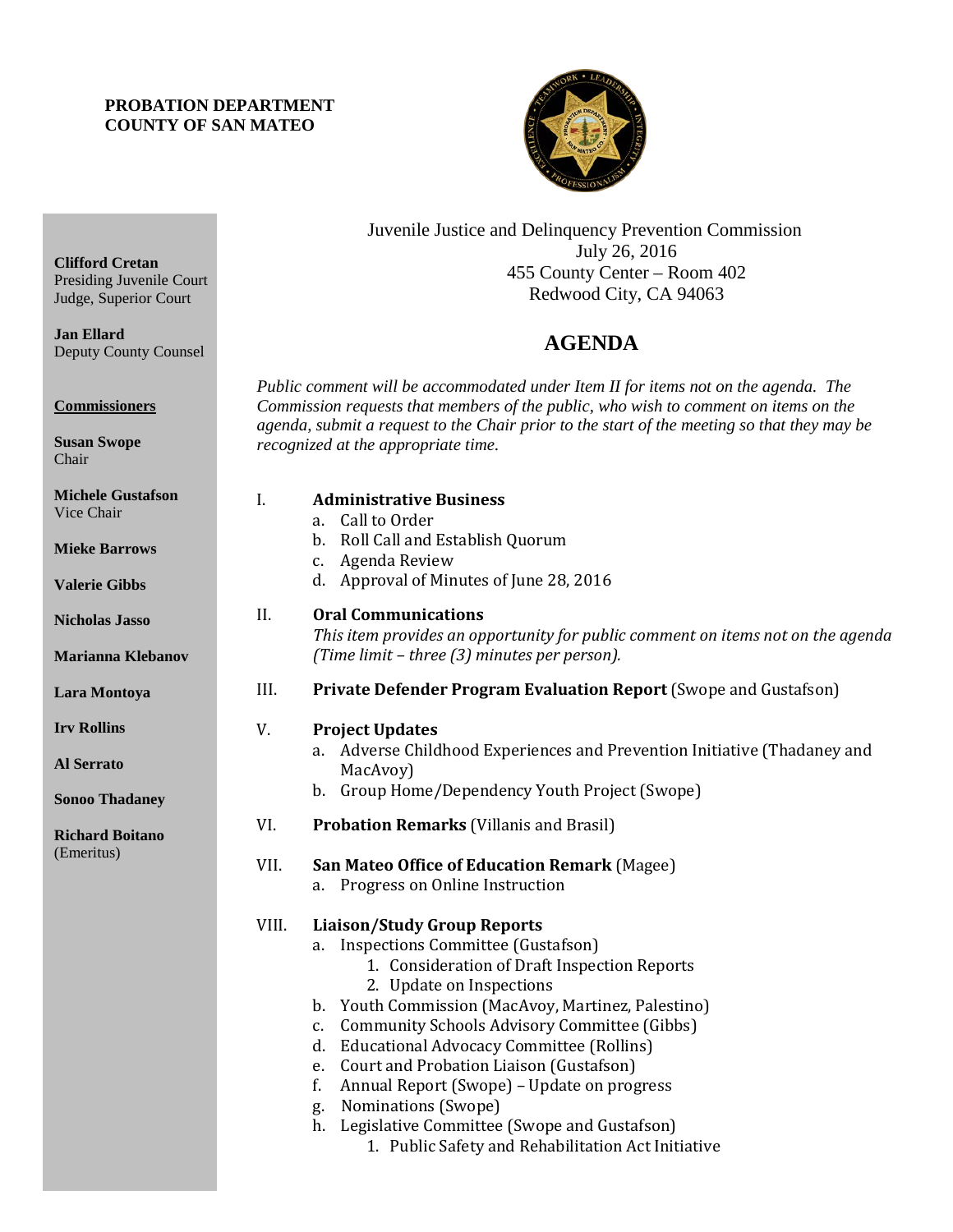**PROBATION DEPARTMENT**
**COUNTY OF SAN MATEO**

**Clifford Cretan**
Presiding Juvenile Court Judge, Superior Court

**Jan Ellard**
Deputy County Counsel

**Commissioners**

**Susan Swope**
Chair

**Michele Gustafson**
Vice Chair

**Mieke Barrows**

**Valerie Gibbs**

**Nicholas Jasso**

**Marianna Klebanov**

**Lara Montoya**

**Irv Rollins**

**Al Serrato**

**Sonoo Thadaney**

**Richard Boitano**
(Emeritus)

Juvenile Justice and Delinquency Prevention Commission
July 26, 2016
455 County Center – Room 402
Redwood City, CA 94063

# AGENDA

*Public comment will be accommodated under Item II for items not on the agenda. The Commission requests that members of the public, who wish to comment on items on the agenda, submit a request to the Chair prior to the start of the meeting so that they may be recognized at the appropriate time.*

I. **Administrative Business**
   a. Call to Order
   b. Roll Call and Establish Quorum
   c. Agenda Review
   d. Approval of Minutes of June 28, 2016

II. **Oral Communications**
   *This item provides an opportunity for public comment on items not on the agenda (Time limit – three (3) minutes per person).*

III. **Private Defender Program Evaluation Report** (Swope and Gustafson)

V. **Project Updates**
   a. Adverse Childhood Experiences and Prevention Initiative (Thadaney and MacAvoy)
   b. Group Home/Dependency Youth Project (Swope)

VI. **Probation Remarks** (Villanis and Brasil)

VII. **San Mateo Office of Education Remark** (Magee)
   a. Progress on Online Instruction

VIII. **Liaison/Study Group Reports**
   a. Inspections Committee (Gustafson)
      1. Consideration of Draft Inspection Reports
      2. Update on Inspections
   b. Youth Commission (MacAvoy, Martinez, Palestino)
   c. Community Schools Advisory Committee (Gibbs)
   d. Educational Advocacy Committee (Rollins)
   e. Court and Probation Liaison (Gustafson)
   f. Annual Report (Swope) – Update on progress
   g. Nominations (Swope)
   h. Legislative Committee (Swope and Gustafson)
      1. Public Safety and Rehabilitation Act Initiative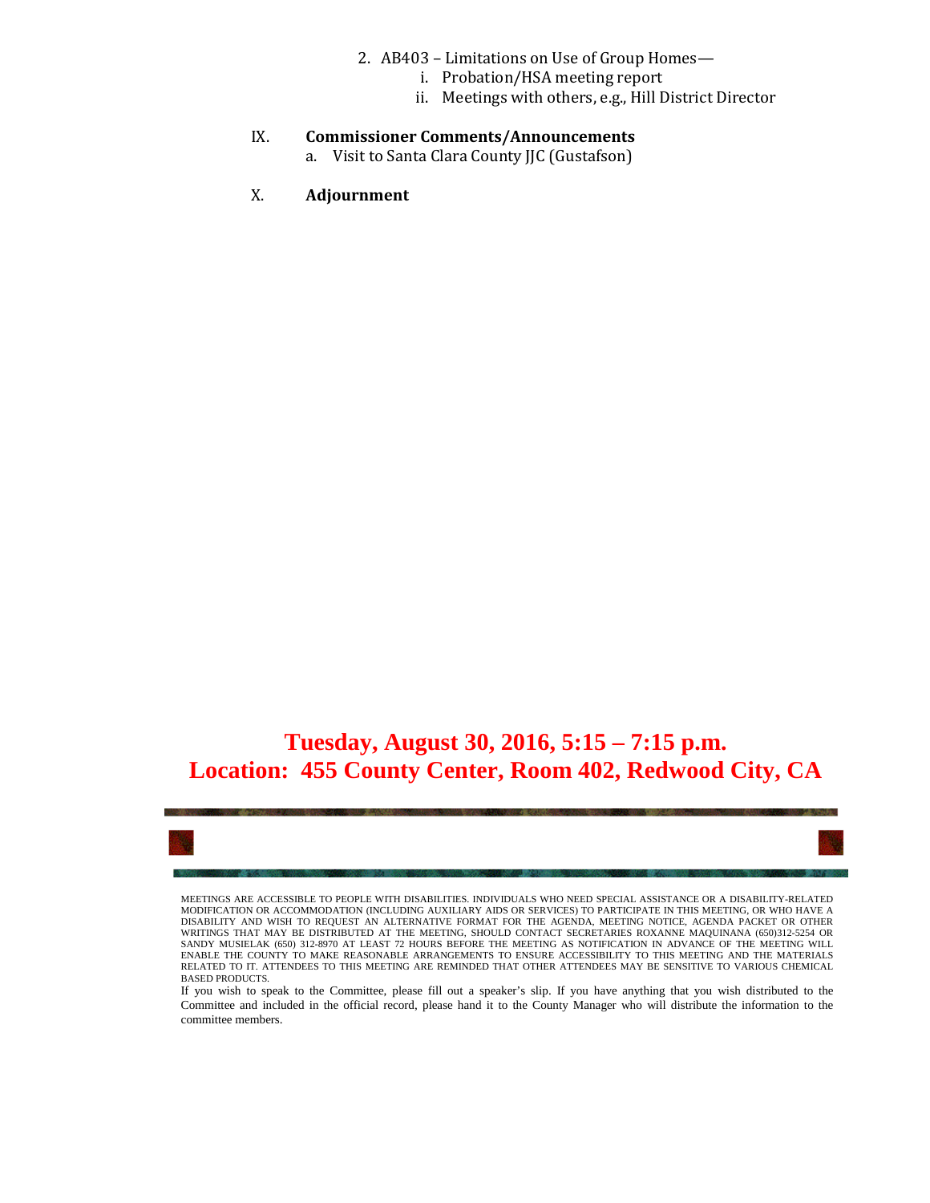2. AB403 – Limitations on Use of Group Homes—
    i. Probation/HSA meeting report
    ii. Meetings with others, e.g., Hill District Director

IX. **Commissioner Comments/Announcements**
    a. Visit to Santa Clara County JJC (Gustafson)

X. **Adjournment**

**Tuesday, August 30, 2016, 5:15 – 7:15 p.m.**
**Location: 455 County Center, Room 402, Redwood City, CA**

MEETINGS ARE ACCESSIBLE TO PEOPLE WITH DISABILITIES. INDIVIDUALS WHO NEED SPECIAL ASSISTANCE OR A DISABILITY-RELATED MODIFICATION OR ACCOMMODATION (INCLUDING AUXILIARY AIDS OR SERVICES) TO PARTICIPATE IN THIS MEETING, OR WHO HAVE A DISABILITY AND WISH TO REQUEST AN ALTERNATIVE FORMAT FOR THE AGENDA, MEETING NOTICE, AGENDA PACKET OR OTHER WRITINGS THAT MAY BE DISTRIBUTED AT THE MEETING, SHOULD CONTACT SECRETARIES ROXANNE MAQUINANA (650)312-5254 OR SANDY MUSIELAK (650) 312-8970 AT LEAST 72 HOURS BEFORE THE MEETING AS NOTIFICATION IN ADVANCE OF THE MEETING WILL ENABLE THE COUNTY TO MAKE REASONABLE ARRANGEMENTS TO ENSURE ACCESSIBILITY TO THIS MEETING AND THE MATERIALS RELATED TO IT. ATTENDEES TO THIS MEETING ARE REMINDED THAT OTHER ATTENDEES MAY BE SENSITIVE TO VARIOUS CHEMICAL BASED PRODUCTS.

If you wish to speak to the Committee, please fill out a speaker's slip. If you have anything that you wish distributed to the Committee and included in the official record, please hand it to the County Manager who will distribute the information to the committee members.